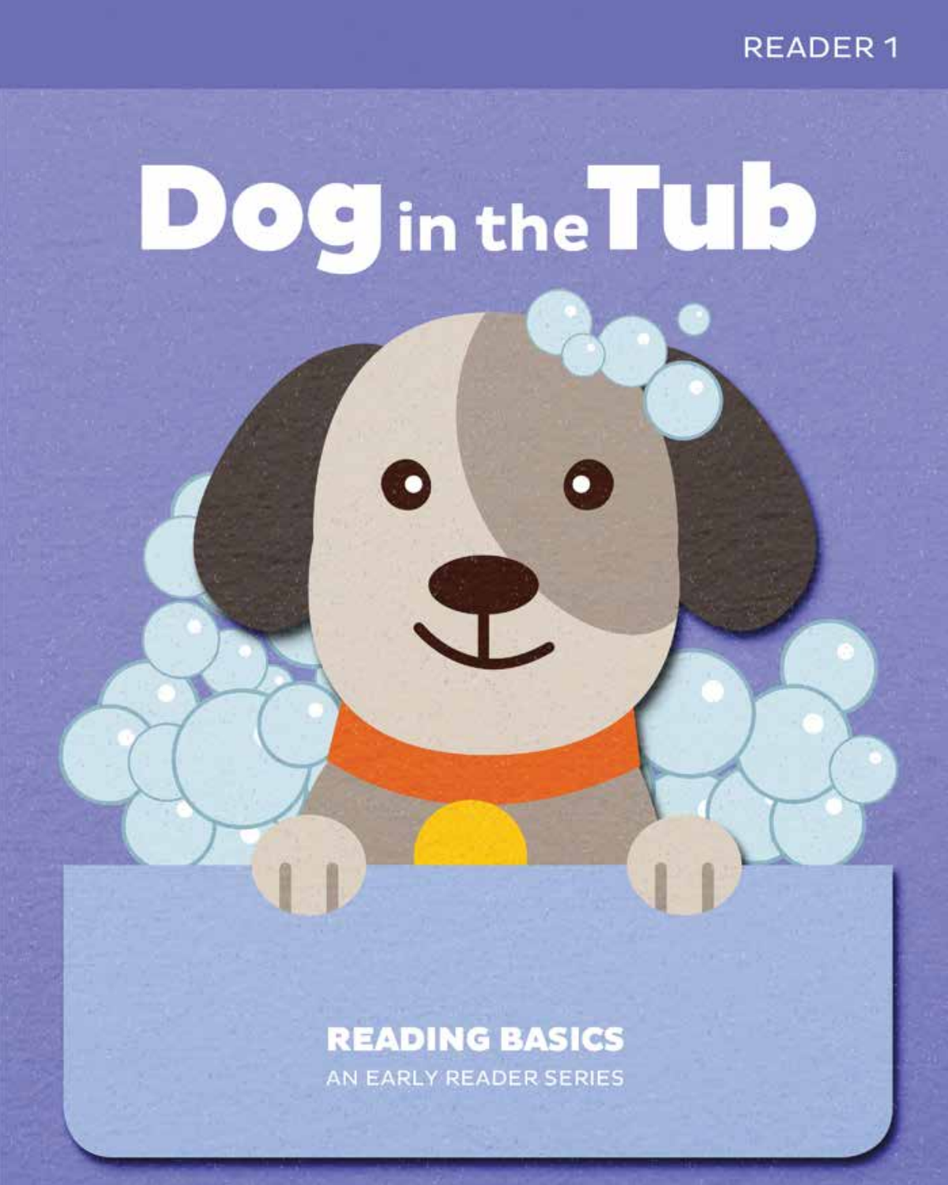READER 1

# Dog in the Tub

**READING BASICS**

AN EARLY READER SERIES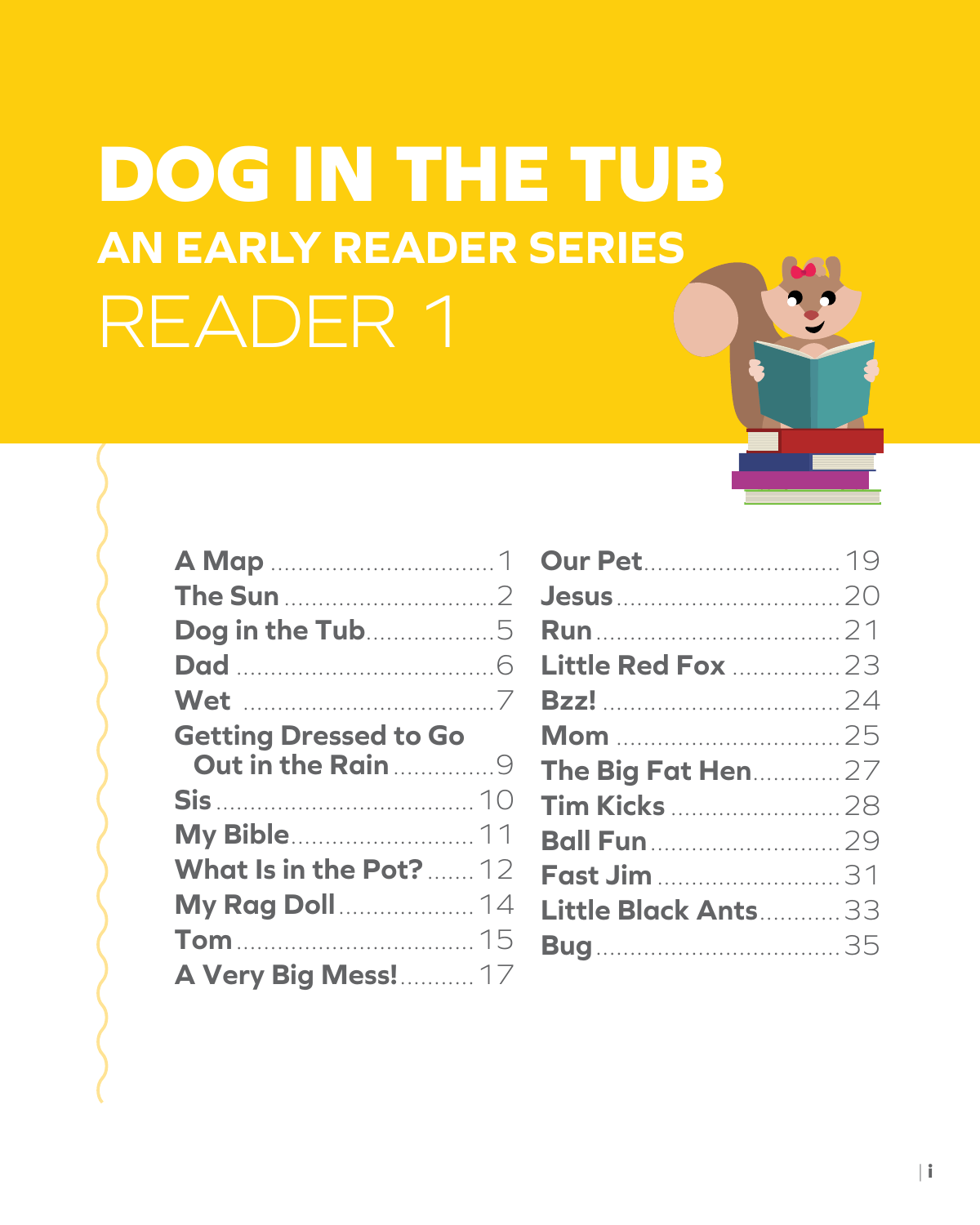# DOG IN THE TUB

## AN EARLY READER SERIES

## READER 1

| | |
|---|---|
| A Map | 1 |
| The Sun | 2 |
| Dog in the Tub | 5 |
| Dad | 6 |
| Wet | 7 |
| Getting Dressed to Go Out in the Rain | 9 |
| Sis | 10 |
| My Bible | 11 |
| What Is in the Pot? | 12 |
| My Rag Doll | 14 |
| Tom | 15 |
| A Very Big Mess! | 17 |
| Our Pet | 19 |
| Jesus | 20 |
| Run | 21 |
| Little Red Fox | 23 |
| Bzz! | 24 |
| Mom | 25 |
| The Big Fat Hen | 27 |
| Tim Kicks | 28 |
| Ball Fun | 29 |
| Fast Jim | 31 |
| Little Black Ants | 33 |
| Bug | 35 |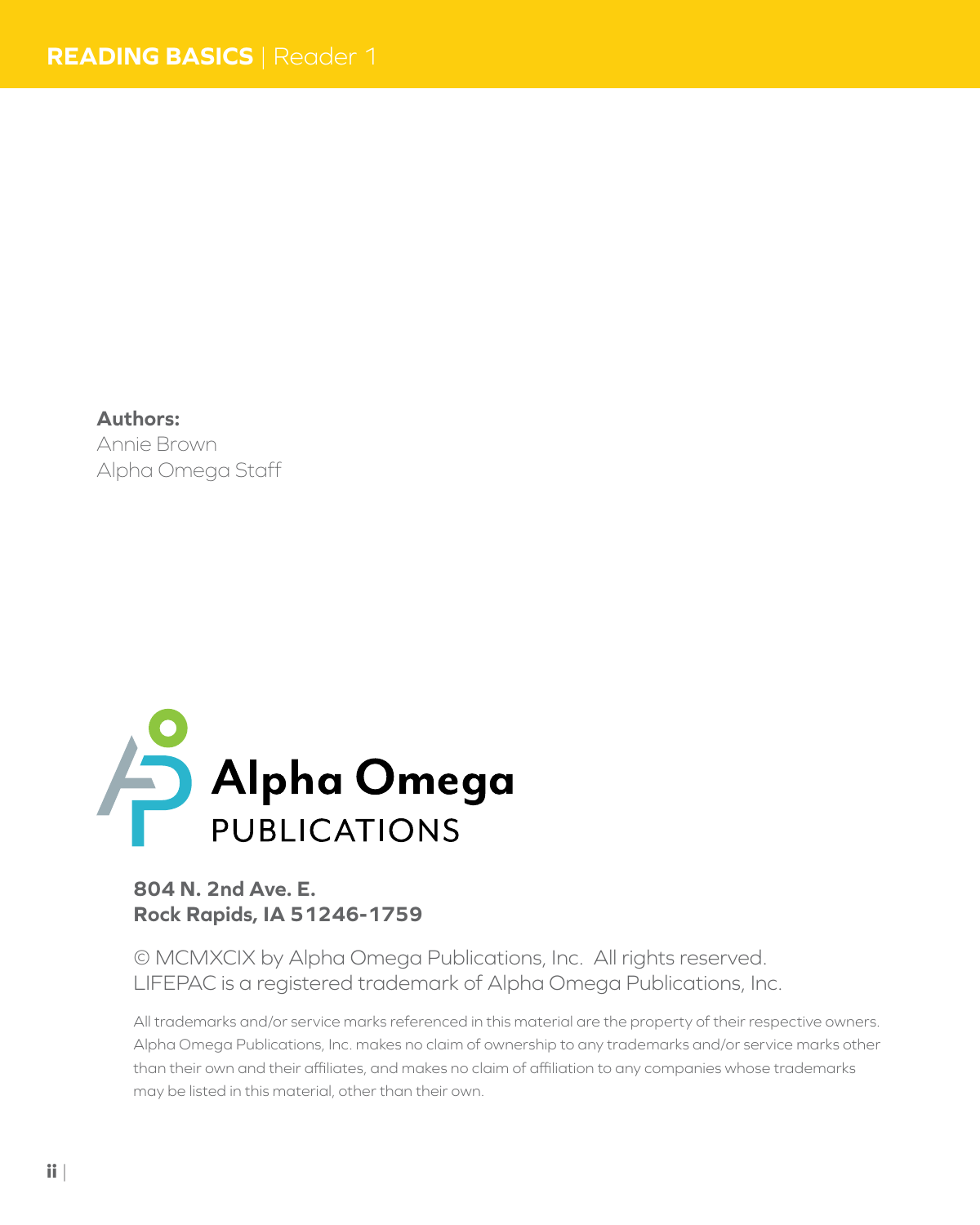**Authors:**
Annie Brown
Alpha Omega Staff

Alpha Omega
PUBLICATIONS

**804 N. 2nd Ave. E.**
**Rock Rapids, IA 51246-1759**

© MCMXCIX by Alpha Omega Publications, Inc. All rights reserved.
LIFEPAC is a registered trademark of Alpha Omega Publications, Inc.

All trademarks and/or service marks referenced in this material are the property of their respective owners. Alpha Omega Publications, Inc. makes no claim of ownership to any trademarks and/or service marks other than their own and their affiliates, and makes no claim of affiliation to any companies whose trademarks may be listed in this material, other than their own.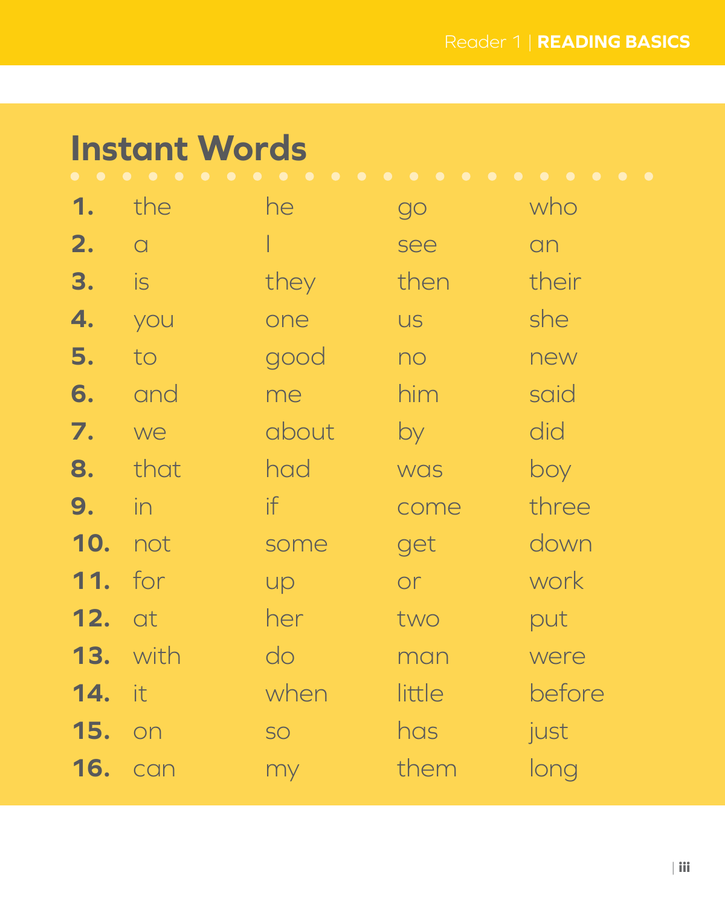## Instant Words

| | | | | |
|---|---|---|---|---|
| **1.** | the | he | go | who |
| **2.** | a | I | see | an |
| **3.** | is | they | then | their |
| **4.** | you | one | us | she |
| **5.** | to | good | no | new |
| **6.** | and | me | him | said |
| **7.** | we | about | by | did |
| **8.** | that | had | was | boy |
| **9.** | in | if | come | three |
| **10.** | not | some | get | down |
| **11.** | for | up | or | work |
| **12.** | at | her | two | put |
| **13.** | with | do | man | were |
| **14.** | it | when | little | before |
| **15.** | on | so | has | just |
| **16.** | can | my | them | long |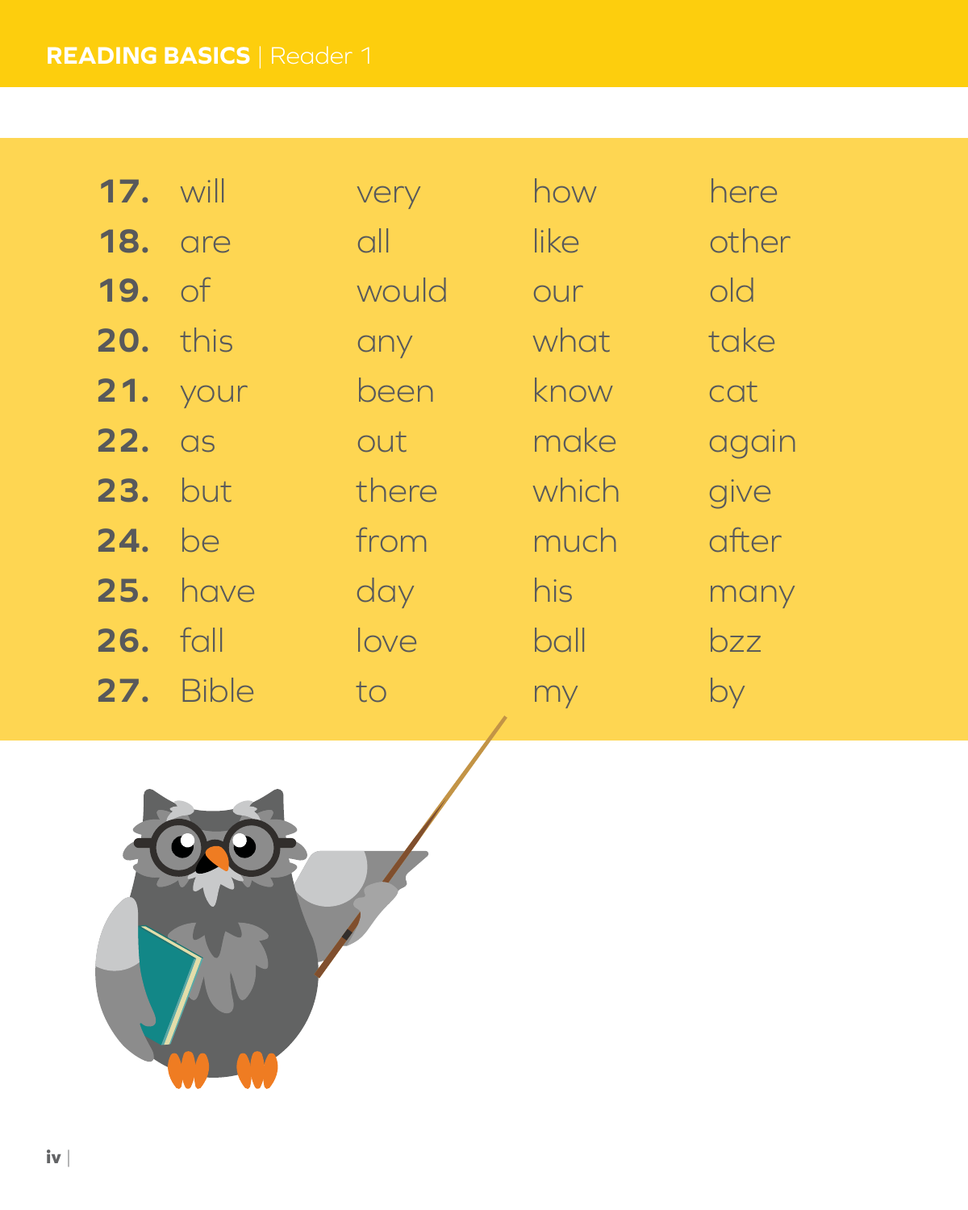| | | | | |
|---|---|---|---|---|
| **17.** | will | very | how | here |
| **18.** | are | all | like | other |
| **19.** | of | would | our | old |
| **20.** | this | any | what | take |
| **21.** | your | been | know | cat |
| **22.** | as | out | make | again |
| **23.** | but | there | which | give |
| **24.** | be | from | much | after |
| **25.** | have | day | his | many |
| **26.** | fall | love | ball | bzz |
| **27.** | Bible | to | my | by |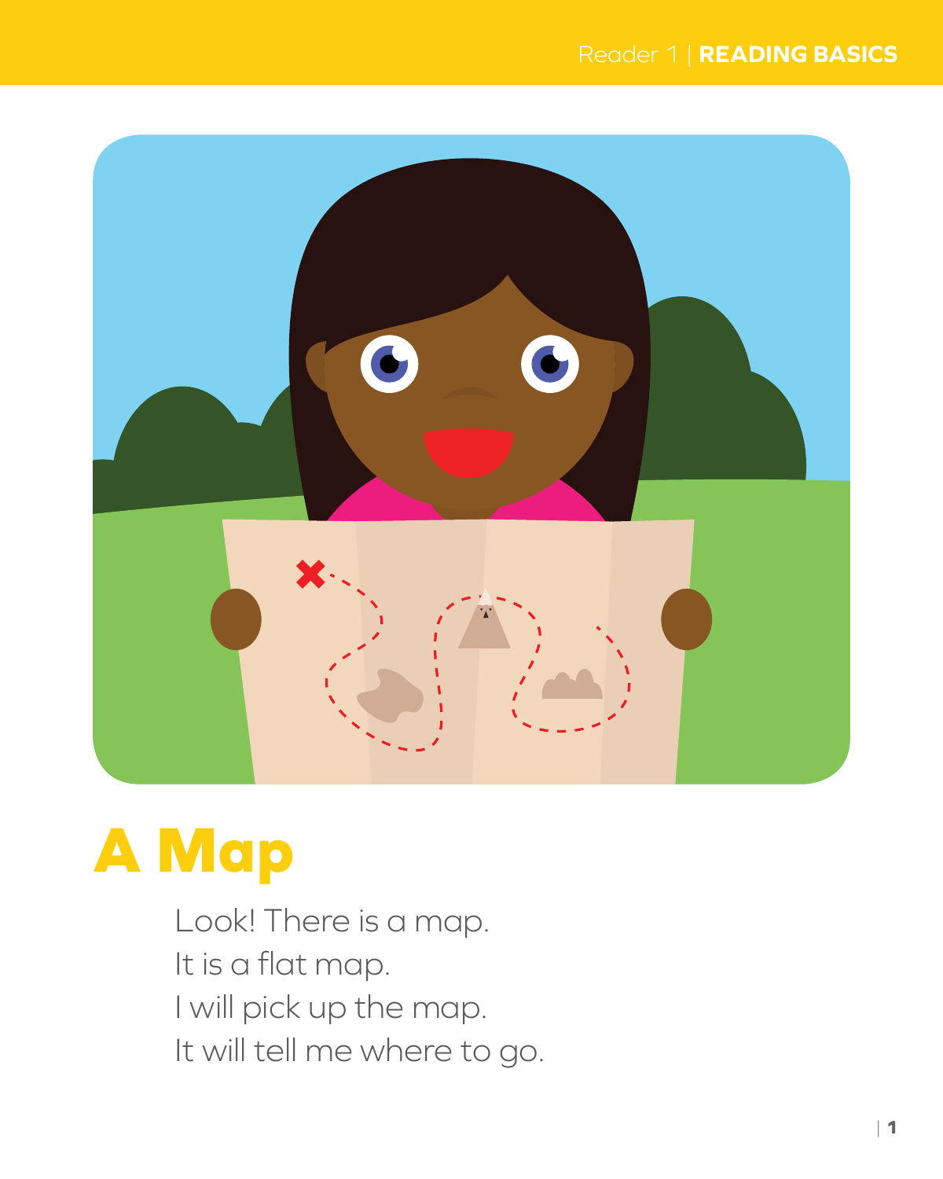# A Map

Look! There is a map.
It is a flat map.
I will pick up the map.
It will tell me where to go.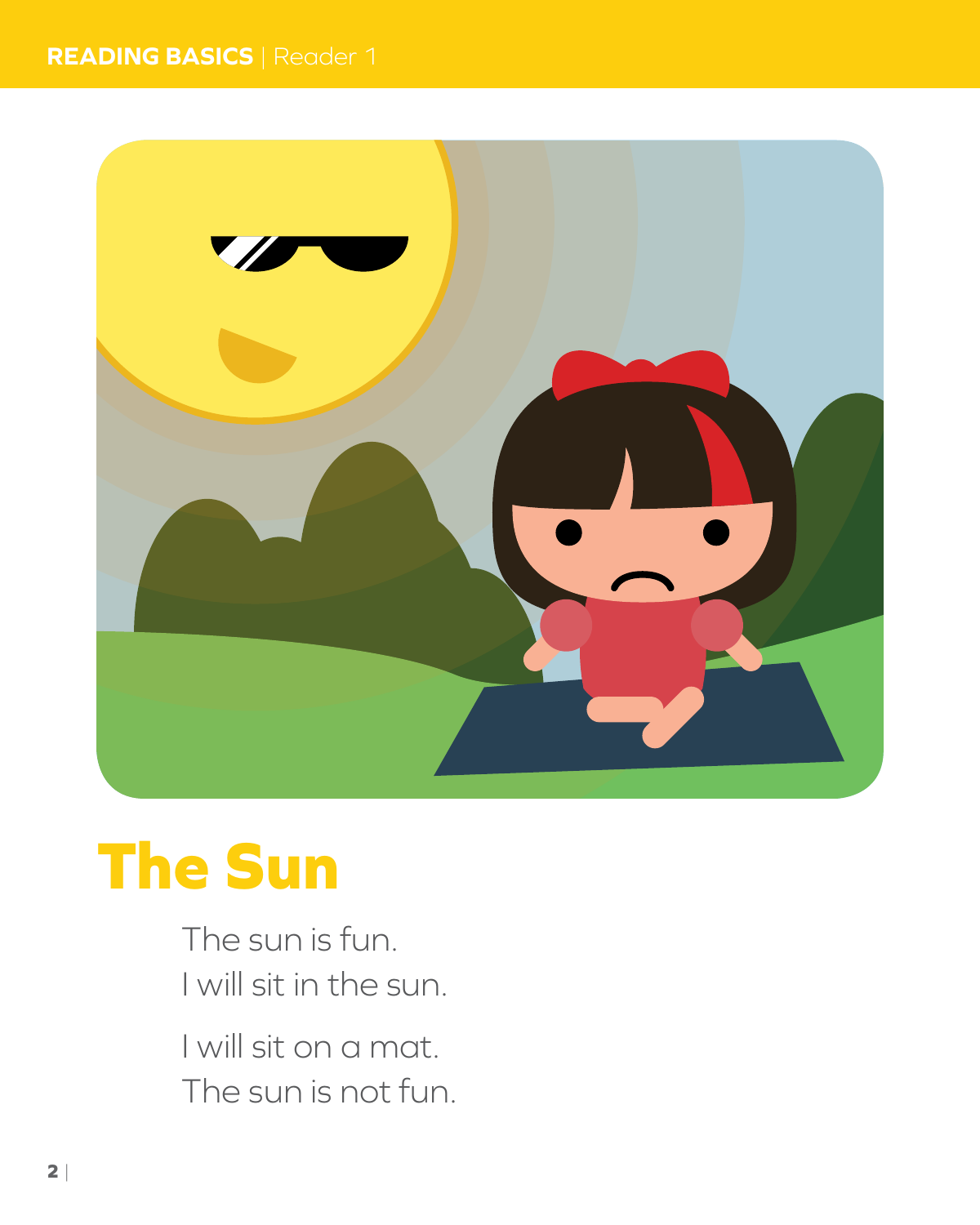# The Sun

The sun is fun.
I will sit in the sun.

I will sit on a mat.
The sun is not fun.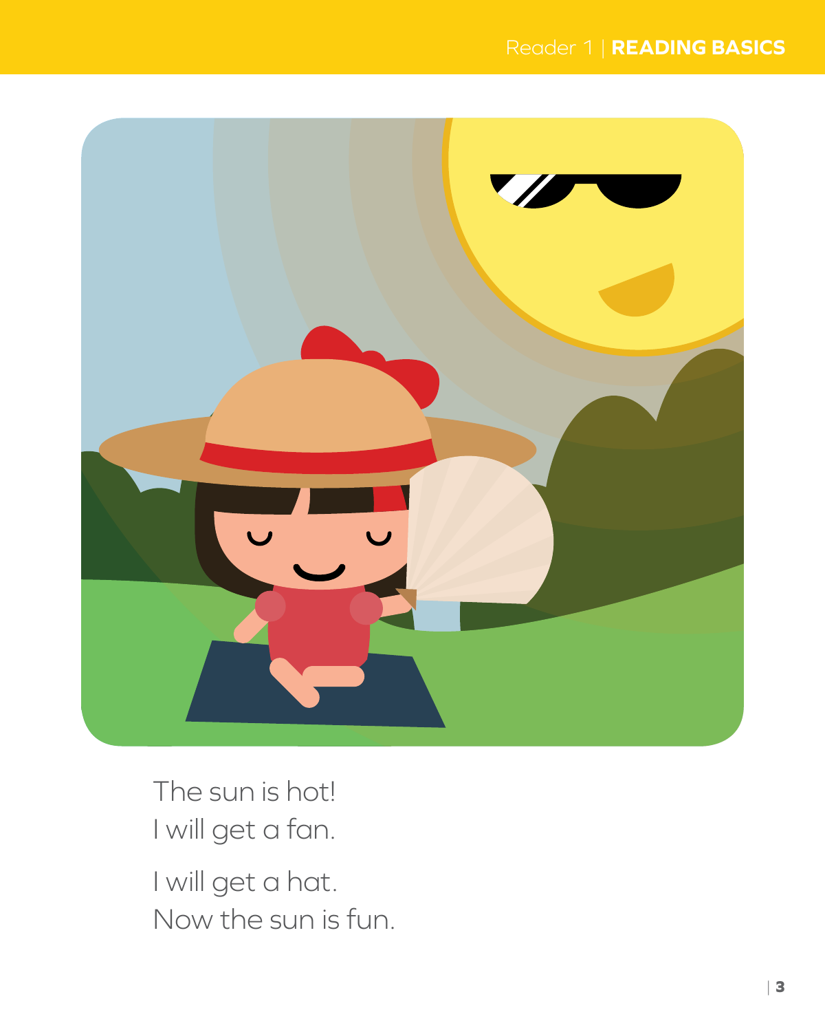The sun is hot!
I will get a fan.

I will get a hat.
Now the sun is fun.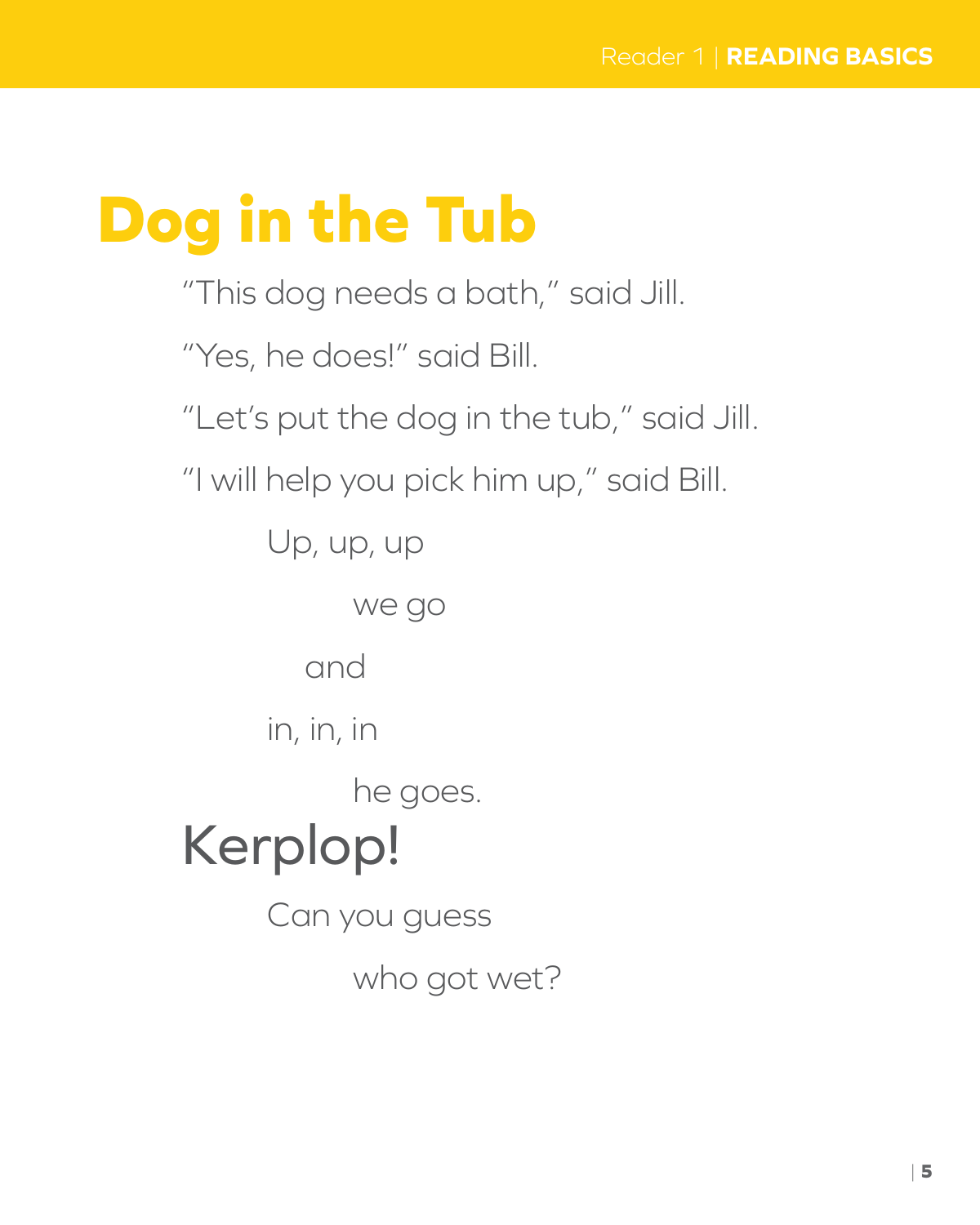# Dog in the Tub

"This dog needs a bath," said Jill.

"Yes, he does!" said Bill.

"Let's put the dog in the tub," said Jill.

"I will help you pick him up," said Bill.

Up, up, up

we go

and

in, in, in

he goes.

## Kerplop!

Can you guess

who got wet?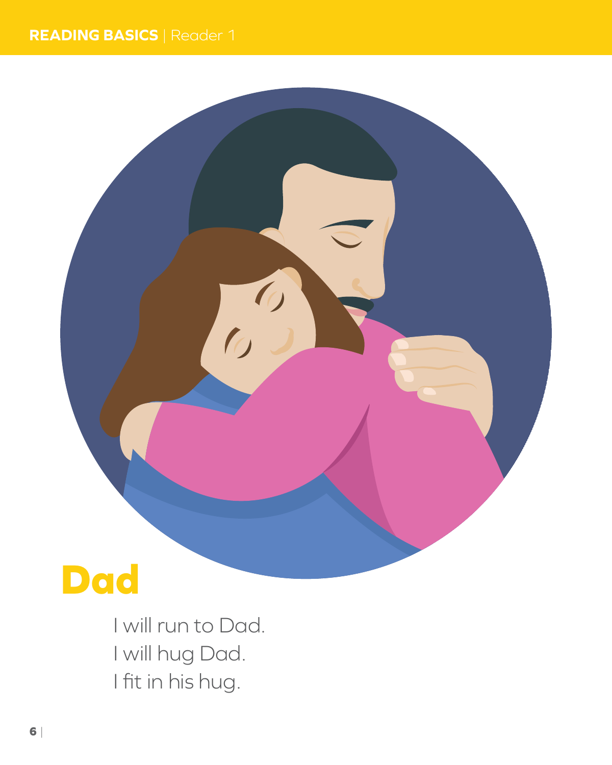# Dad

I will run to Dad.
I will hug Dad.
I fit in his hug.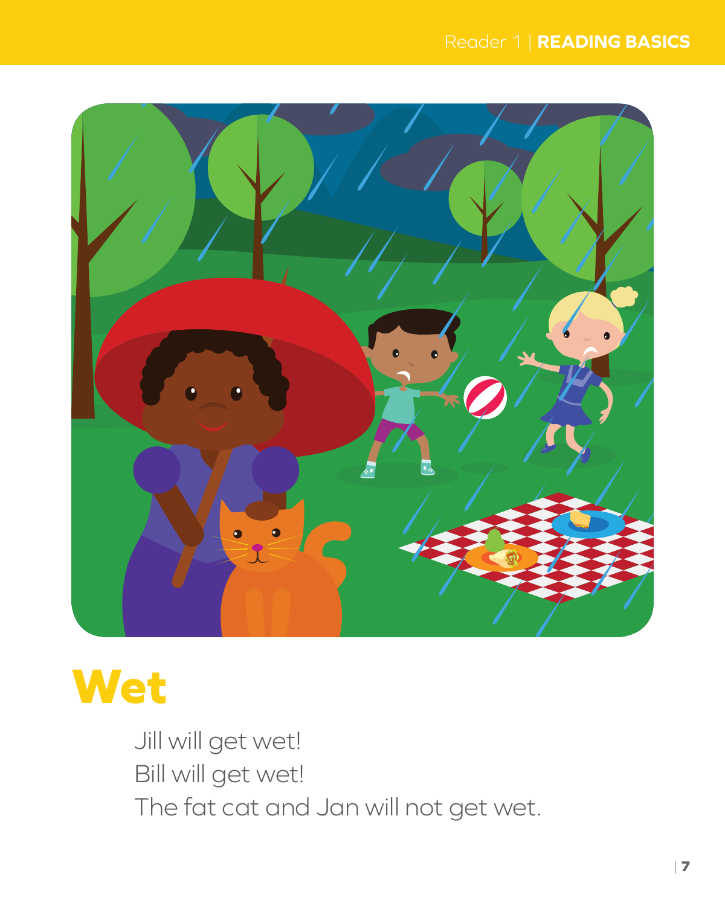# Wet

Jill will get wet!
Bill will get wet!
The fat cat and Jan will not get wet.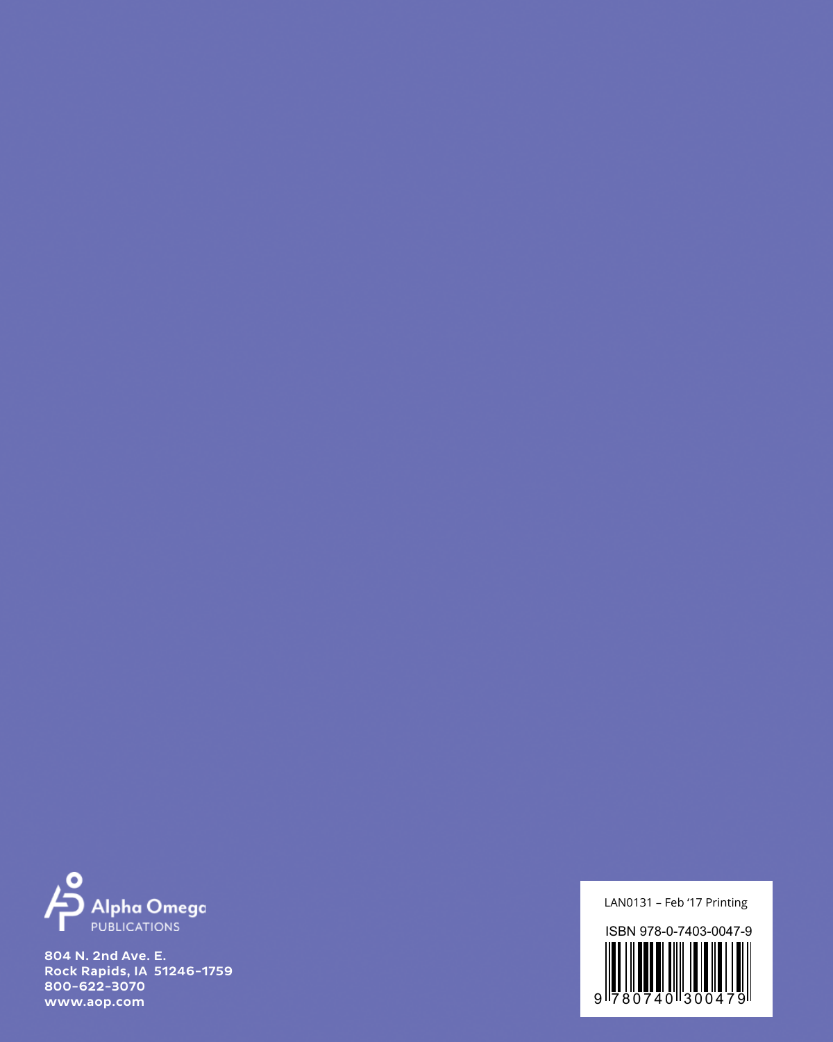Alpha Omega
PUBLICATIONS

804 N. 2nd Ave. E.
Rock Rapids, IA 51246-1759
800-622-3070
www.aop.com

LAN0131 – Feb '17 Printing

ISBN 978-0-7403-0047-9

9 780740 300479